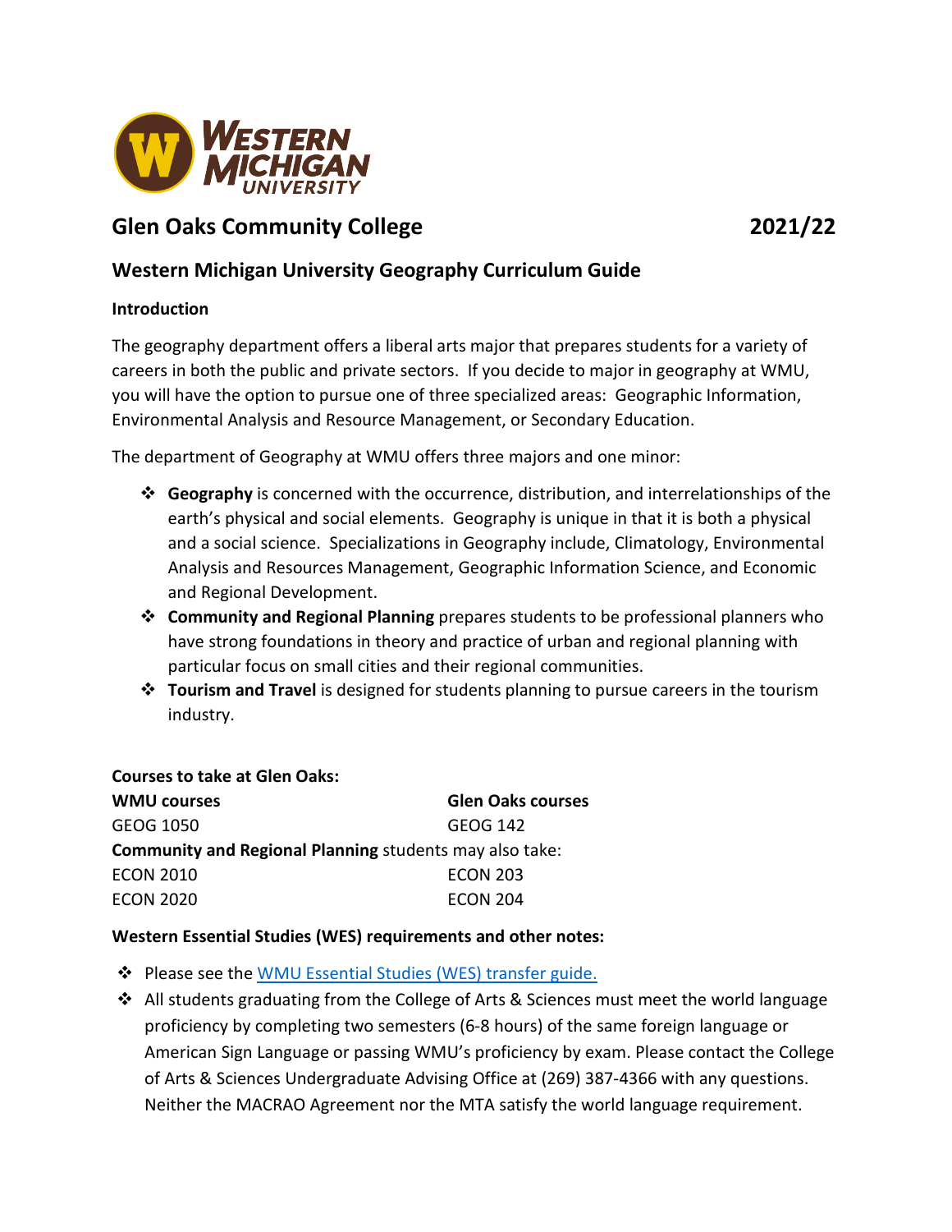# Glen Oaks Community College 2021/22

## Western Michigan University Geography Curriculum Guide

### Introduction

The geography department offers a liberal arts major that prepares students for a variety of careers in both the public and private sectors. If you decide to major in geography at WMU, you will have the option to pursue one of three specialized areas: Geographic Information, Environmental Analysis and Resource Management, or Secondary Education.

The department of Geography at WMU offers three majors and one minor:

- **Geography** is concerned with the occurrence, distribution, and interrelationships of the earth's physical and social elements. Geography is unique in that it is both a physical and a social science. Specializations in Geography include, Climatology, Environmental Analysis and Resources Management, Geographic Information Science, and Economic and Regional Development.
- **Community and Regional Planning** prepares students to be professional planners who have strong foundations in theory and practice of urban and regional planning with particular focus on small cities and their regional communities.
- **Tourism and Travel** is designed for students planning to pursue careers in the tourism industry.

### Courses to take at Glen Oaks:

| WMU courses | Glen Oaks courses |
|---|---|
| GEOG 1050 | GEOG 142 |
| **Community and Regional Planning** students may also take: | |
| ECON 2010 | ECON 203 |
| ECON 2020 | ECON 204 |

### Western Essential Studies (WES) requirements and other notes:

- Please see the WMU Essential Studies (WES) transfer guide.
- All students graduating from the College of Arts & Sciences must meet the world language proficiency by completing two semesters (6-8 hours) of the same foreign language or American Sign Language or passing WMU's proficiency by exam. Please contact the College of Arts & Sciences Undergraduate Advising Office at (269) 387-4366 with any questions. Neither the MACRAO Agreement nor the MTA satisfy the world language requirement.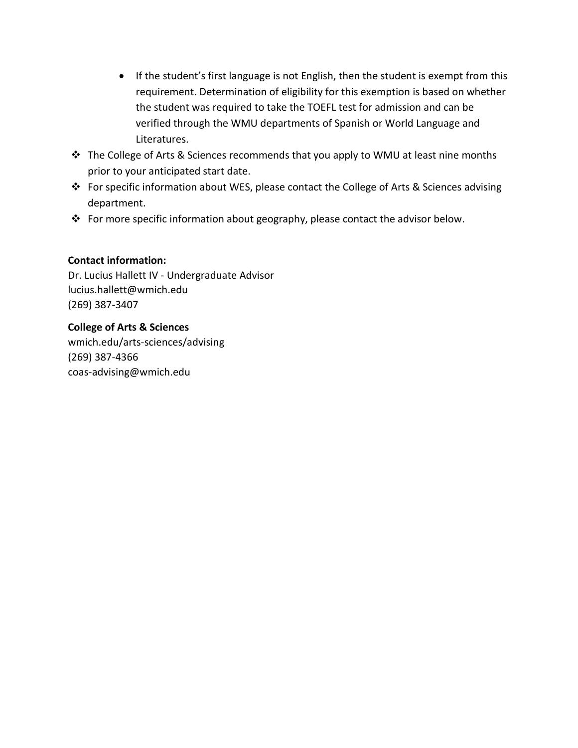- If the student's first language is not English, then the student is exempt from this requirement. Determination of eligibility for this exemption is based on whether the student was required to take the TOEFL test for admission and can be verified through the WMU departments of Spanish or World Language and Literatures.

- The College of Arts & Sciences recommends that you apply to WMU at least nine months prior to your anticipated start date.
- For specific information about WES, please contact the College of Arts & Sciences advising department.
- For more specific information about geography, please contact the advisor below.

**Contact information:**
Dr. Lucius Hallett IV - Undergraduate Advisor
lucius.hallett@wmich.edu
(269) 387-3407

**College of Arts & Sciences**
wmich.edu/arts-sciences/advising
(269) 387-4366
coas-advising@wmich.edu